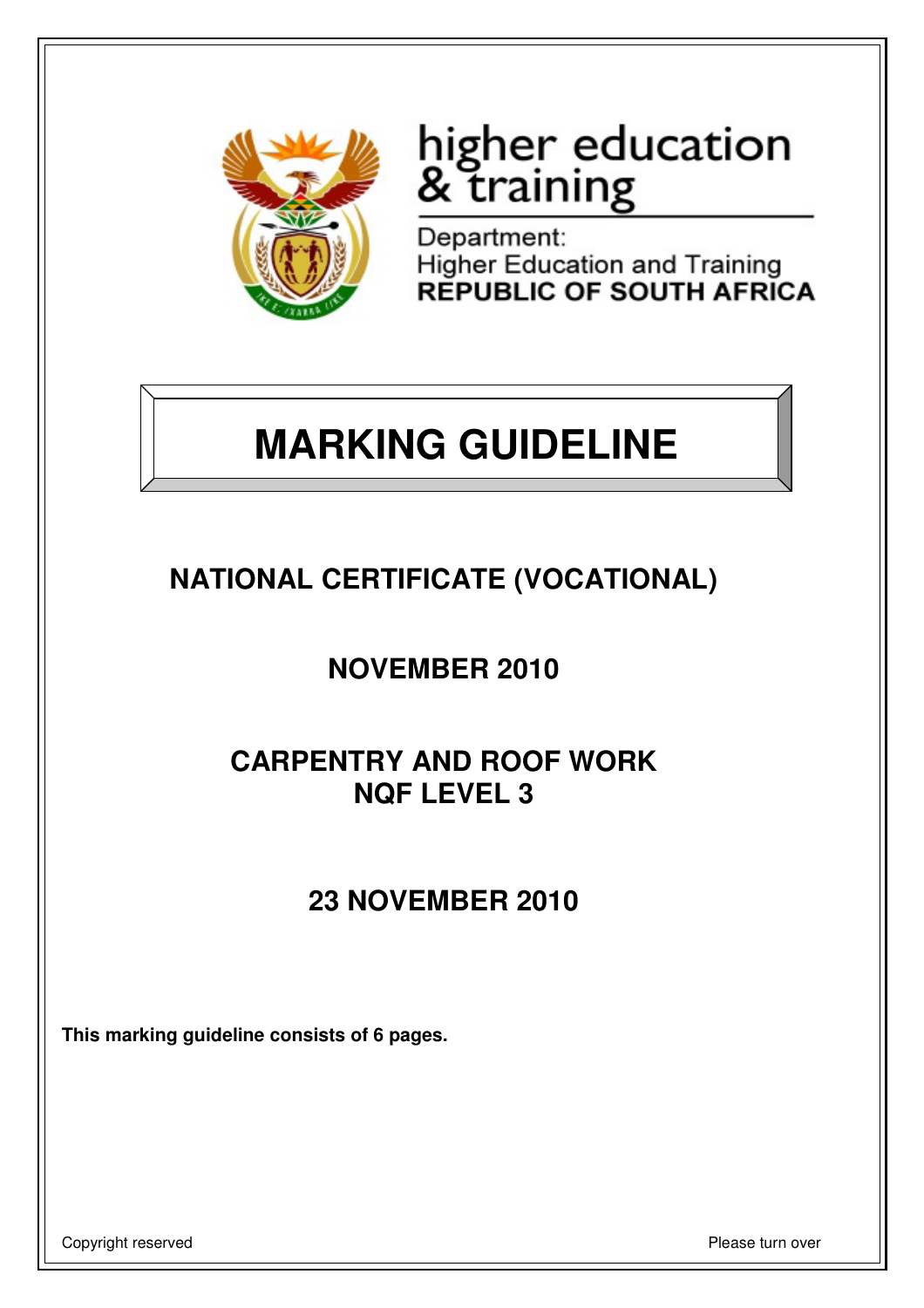higher education
& training

Department:
Higher Education and Training
**REPUBLIC OF SOUTH AFRICA**

# MARKING GUIDELINE

## NATIONAL CERTIFICATE (VOCATIONAL)

## NOVEMBER 2010

## CARPENTRY AND ROOF WORK
## NQF LEVEL 3

## 23 NOVEMBER 2010

**This marking guideline consists of 6 pages.**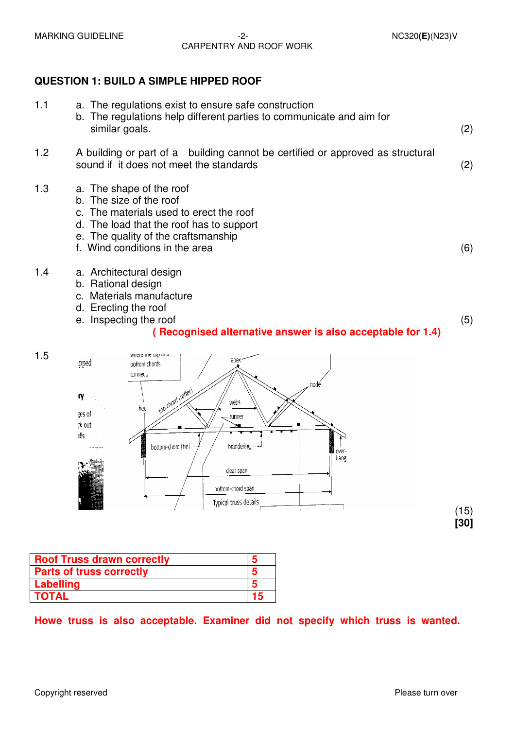## QUESTION 1: BUILD A SIMPLE HIPPED ROOF

1.1
a. The regulations exist to ensure safe construction
b. The regulations help different parties to communicate and aim for similar goals. (2)

1.2 A building or part of a building cannot be certified or approved as structural sound if it does not meet the standards (2)

1.3
a. The shape of the roof
b. The size of the roof
c. The materials used to erect the roof
d. The load that the roof has to support
e. The quality of the craftsmanship
f. Wind conditions in the area (6)

1.4
a. Architectural design
b. Rational design
c. Materials manufacture
d. Erecting the roof
e. Inspecting the roof (5)

**( Recognised alternative answer is also acceptable for 1.4)**

1.5

where the top and bottom chords connect. — apex — node — heel — top chord (rafter) — webs — runner — bottom-chord (tie) — brandering — over-hang — clear span — bottom-chord span

Typical truss details

(15)
**[30]**

| Roof Truss drawn correctly | 5 |
|---|---|
| Parts of truss correctly | 5 |
| Labelling | 5 |
| TOTAL | 15 |

**Howe truss is also acceptable. Examiner did not specify which truss is wanted.**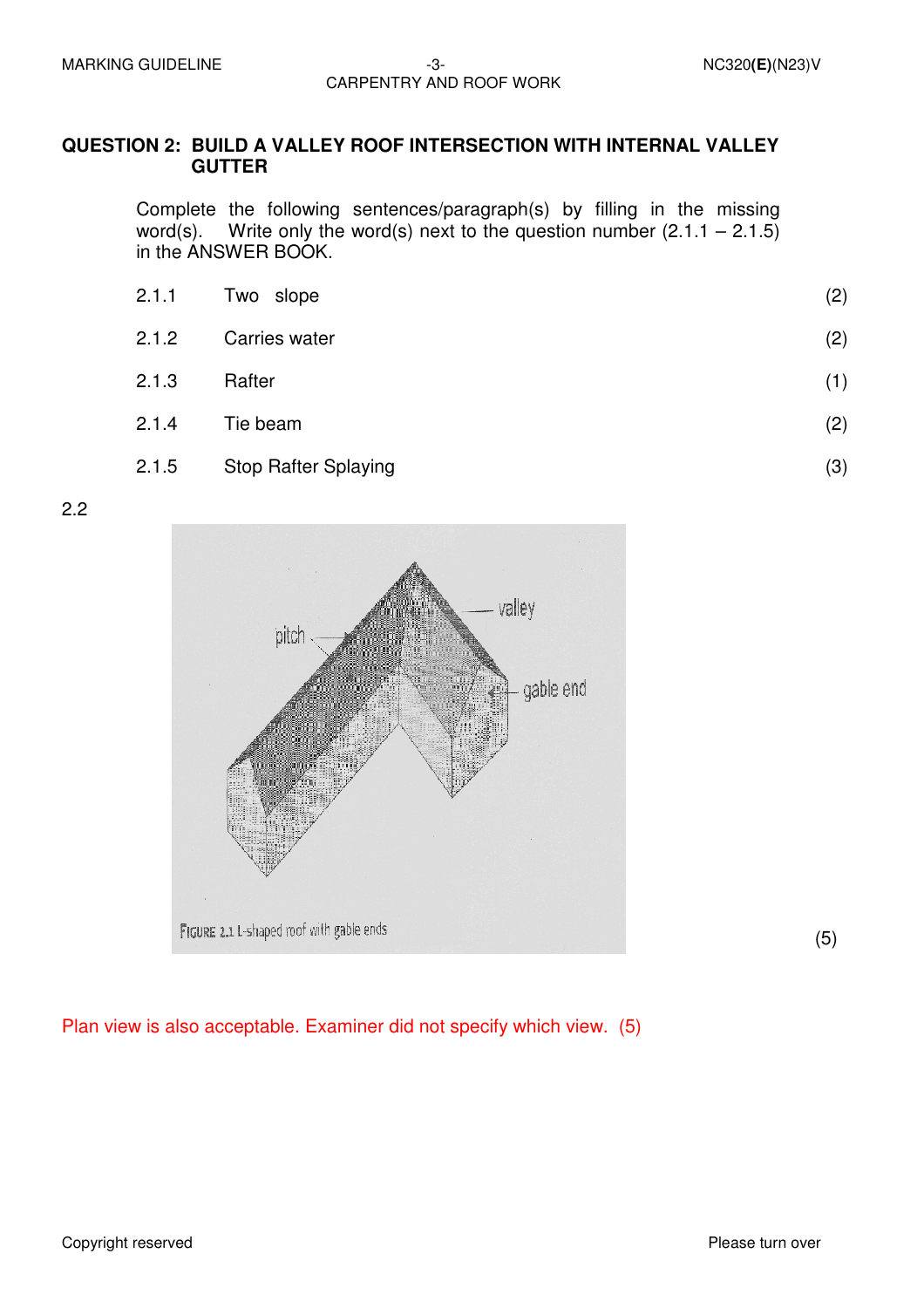## QUESTION 2: BUILD A VALLEY ROOF INTERSECTION WITH INTERNAL VALLEY GUTTER

Complete the following sentences/paragraph(s) by filling in the missing word(s). Write only the word(s) next to the question number (2.1.1 – 2.1.5) in the ANSWER BOOK.

| | | |
|---|---|---|
| 2.1.1 | Two slope | (2) |
| 2.1.2 | Carries water | (2) |
| 2.1.3 | Rafter | (1) |
| 2.1.4 | Tie beam | (2) |
| 2.1.5 | Stop Rafter Splaying | (3) |

2.2

valley

pitch

gable end

FIGURE 2.1 L-shaped roof with gable ends

(5)

Plan view is also acceptable. Examiner did not specify which view. (5)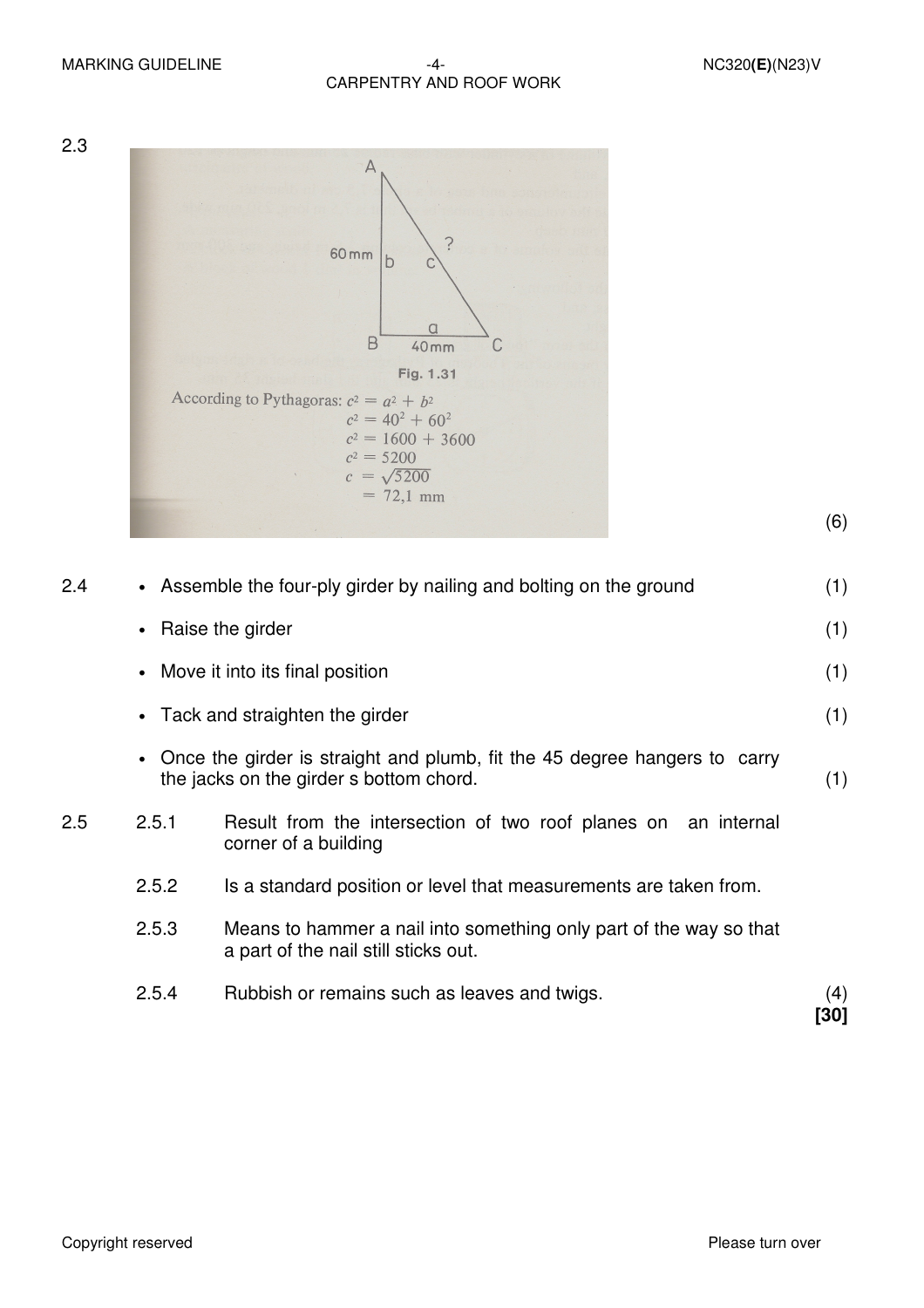2.3

Fig. 1.31

According to Pythagoras: $c^2 = a^2 + b^2$

$$c^2 = 40^2 + 60^2$$
$$c^2 = 1600 + 3600$$
$$c^2 = 5200$$
$$c = \sqrt{5200}$$
$$= 72,1 \text{ mm}$$

(6)

2.4

- Assemble the four-ply girder by nailing and bolting on the ground (1)
- Raise the girder (1)
- Move it into its final position (1)
- Tack and straighten the girder (1)
- Once the girder is straight and plumb, fit the 45 degree hangers to carry the jacks on the girder s bottom chord. (1)

2.5

2.5.1 Result from the intersection of two roof planes on an internal corner of a building

2.5.2 Is a standard position or level that measurements are taken from.

2.5.3 Means to hammer a nail into something only part of the way so that a part of the nail still sticks out.

2.5.4 Rubbish or remains such as leaves and twigs. (4)

**[30]**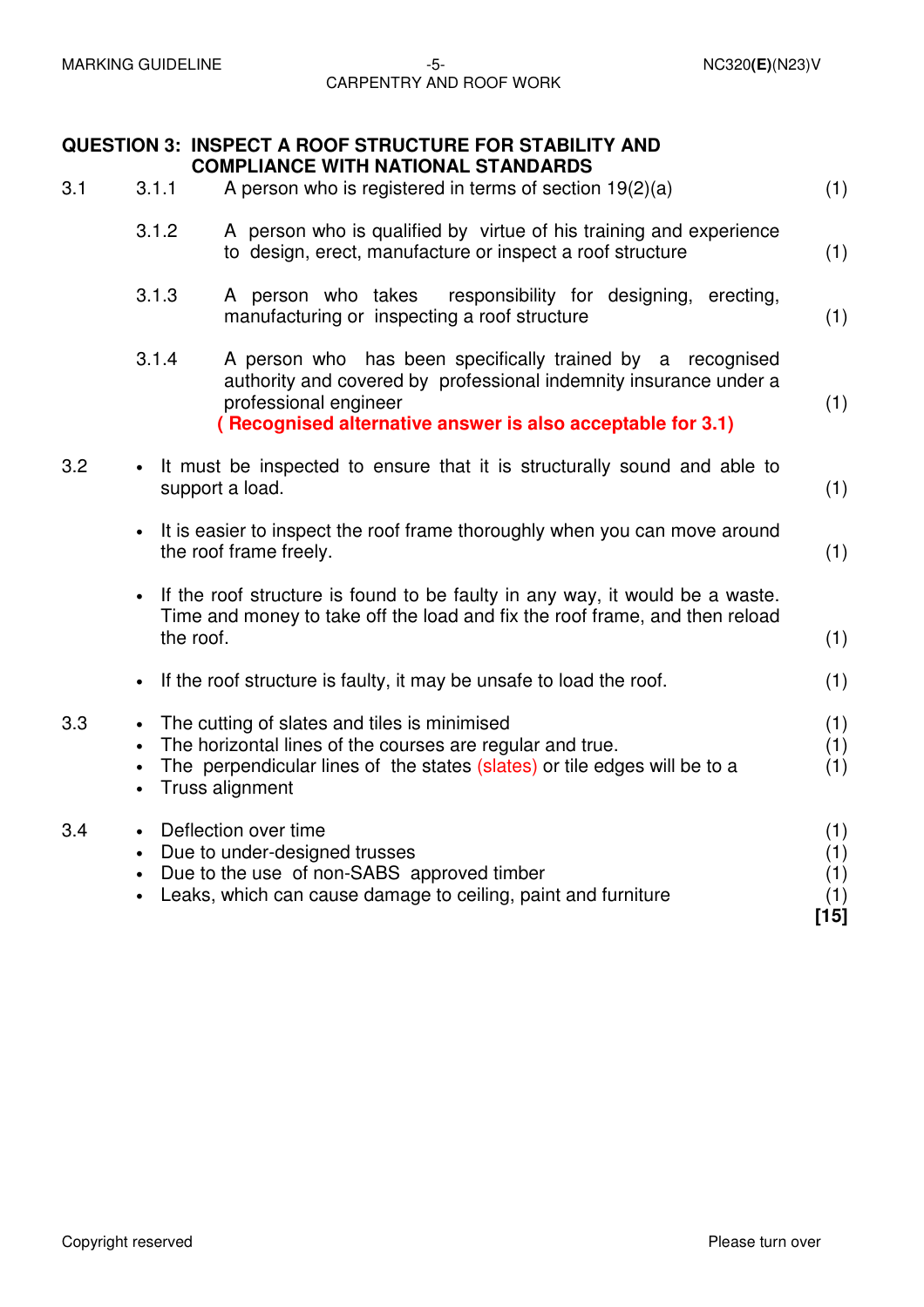## QUESTION 3: INSPECT A ROOF STRUCTURE FOR STABILITY AND COMPLIANCE WITH NATIONAL STANDARDS

3.1

3.1.1 A person who is registered in terms of section 19(2)(a) (1)

3.1.2 A person who is qualified by virtue of his training and experience to design, erect, manufacture or inspect a roof structure (1)

3.1.3 A person who takes responsibility for designing, erecting, manufacturing or inspecting a roof structure (1)

3.1.4 A person who has been specifically trained by a recognised authority and covered by professional indemnity insurance under a professional engineer (1)

**( Recognised alternative answer is also acceptable for 3.1)**

3.2

- It must be inspected to ensure that it is structurally sound and able to support a load. (1)
- It is easier to inspect the roof frame thoroughly when you can move around the roof frame freely. (1)
- If the roof structure is found to be faulty in any way, it would be a waste. Time and money to take off the load and fix the roof frame, and then reload the roof. (1)
- If the roof structure is faulty, it may be unsafe to load the roof. (1)

3.3

- The cutting of slates and tiles is minimised (1)
- The horizontal lines of the courses are regular and true. (1)
- The perpendicular lines of the states (slates) or tile edges will be to a (1)
- Truss alignment

3.4

- Deflection over time (1)
- Due to under-designed trusses (1)
- Due to the use of non-SABS approved timber (1)
- Leaks, which can cause damage to ceiling, paint and furniture (1)

**[15]**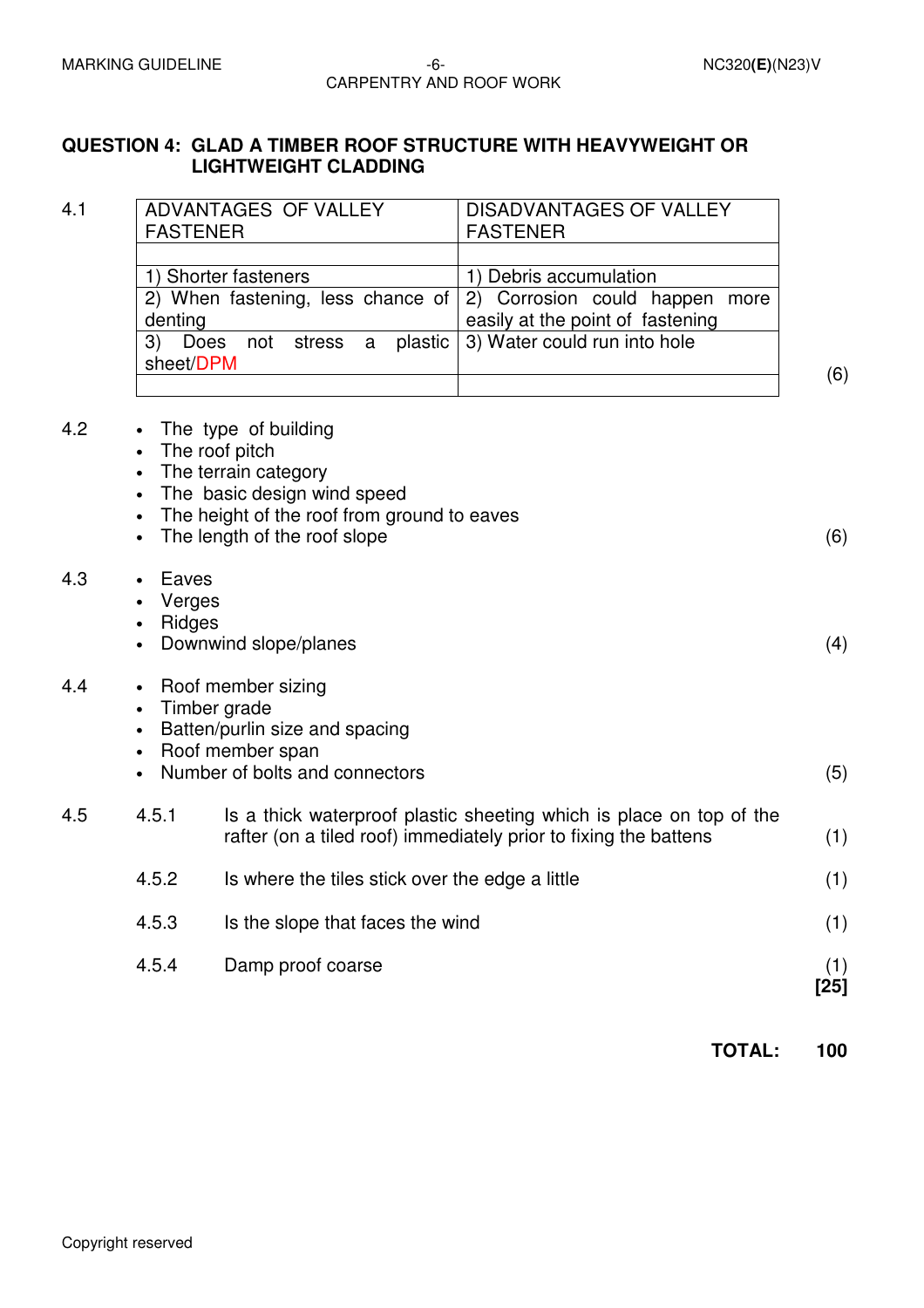**QUESTION 4: GLAD A TIMBER ROOF STRUCTURE WITH HEAVYWEIGHT OR LIGHTWEIGHT CLADDING**

4.1

| ADVANTAGES OF VALLEY FASTENER | DISADVANTAGES OF VALLEY FASTENER |
|---|---|
| | |
| 1) Shorter fasteners | 1) Debris accumulation |
| 2) When fastening, less chance of denting | 2) Corrosion could happen more easily at the point of fastening |
| 3) Does not stress a plastic sheet/DPM | 3) Water could run into hole |
| | |

(6)

4.2
- The type of building
- The roof pitch
- The terrain category
- The basic design wind speed
- The height of the roof from ground to eaves
- The length of the roof slope

(6)

4.3
- Eaves
- Verges
- Ridges
- Downwind slope/planes

(4)

4.4
- Roof member sizing
- Timber grade
- Batten/purlin size and spacing
- Roof member span
- Number of bolts and connectors

(5)

4.5

4.5.1 Is a thick waterproof plastic sheeting which is place on top of the rafter (on a tiled roof) immediately prior to fixing the battens (1)

4.5.2 Is where the tiles stick over the edge a little (1)

4.5.3 Is the slope that faces the wind (1)

4.5.4 Damp proof coarse (1)

**[25]**

**TOTAL: 100**